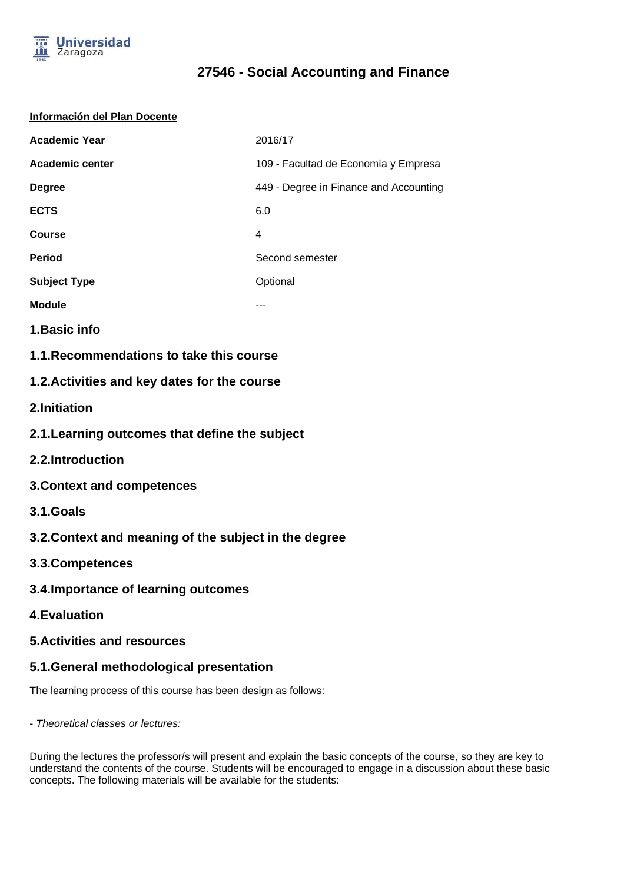# 27546 - Social Accounting and Finance

**Información del Plan Docente**

| | |
|---|---|
| **Academic Year** | 2016/17 |
| **Academic center** | 109 - Facultad de Economía y Empresa |
| **Degree** | 449 - Degree in Finance and Accounting |
| **ECTS** | 6.0 |
| **Course** | 4 |
| **Period** | Second semester |
| **Subject Type** | Optional |
| **Module** | --- |

## 1.Basic info

### 1.1.Recommendations to take this course

### 1.2.Activities and key dates for the course

## 2.Initiation

### 2.1.Learning outcomes that define the subject

### 2.2.Introduction

## 3.Context and competences

### 3.1.Goals

### 3.2.Context and meaning of the subject in the degree

### 3.3.Competences

### 3.4.Importance of learning outcomes

## 4.Evaluation

## 5.Activities and resources

### 5.1.General methodological presentation

The learning process of this course has been design as follows:

- *Theoretical classes or lectures:*

During the lectures the professor/s will present and explain the basic concepts of the course, so they are key to understand the contents of the course. Students will be encouraged to engage in a discussion about these basic concepts. The following materials will be available for the students: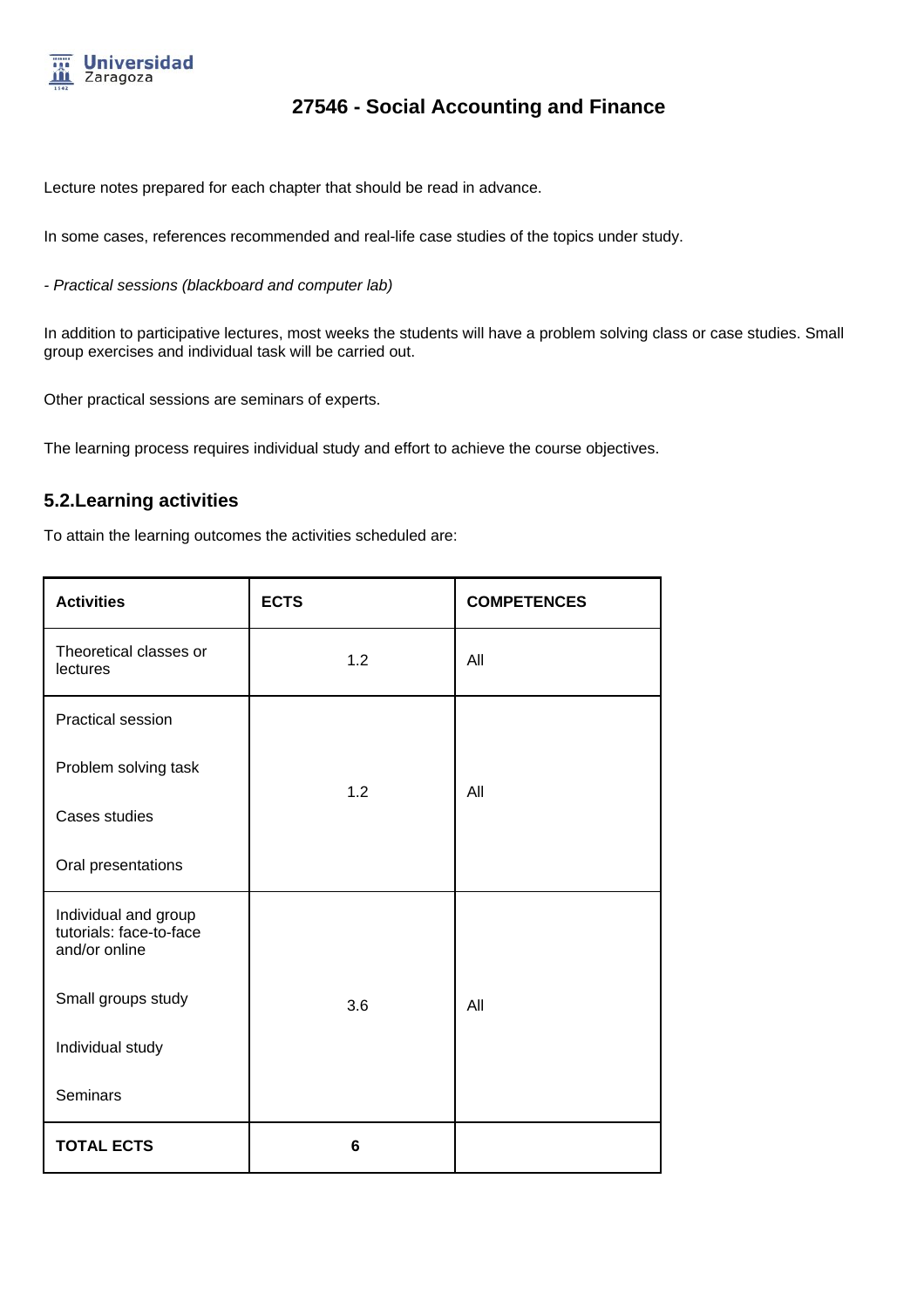Lecture notes prepared for each chapter that should be read in advance.

In some cases, references recommended and real-life case studies of the topics under study.

- *Practical sessions (blackboard and computer lab)*

In addition to participative lectures, most weeks the students will have a problem solving class or case studies. Small group exercises and individual task will be carried out.

Other practical sessions are seminars of experts.

The learning process requires individual study and effort to achieve the course objectives.

## 5.2.Learning activities

To attain the learning outcomes the activities scheduled are:

| **Activities** | **ECTS** | **COMPETENCES** |
|---|---|---|
| Theoretical classes or lectures | 1.2 | All |
| Practical session<br><br>Problem solving task<br><br>Cases studies<br><br>Oral presentations | 1.2 | All |
| Individual and group tutorials: face-to-face and/or online<br><br>Small groups study<br><br>Individual study<br><br>Seminars | 3.6 | All |
| **TOTAL ECTS** | **6** | |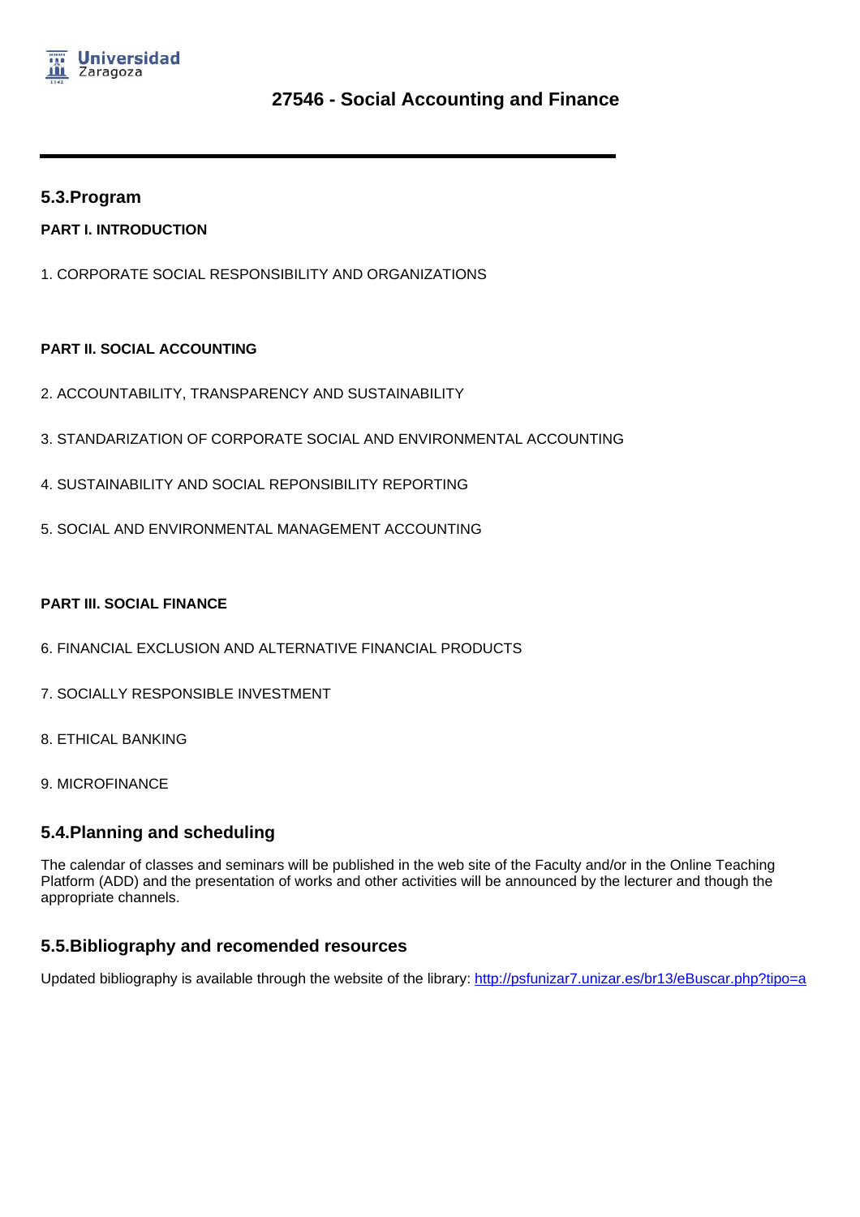# 27546 - Social Accounting and Finance

## 5.3.Program

**PART I. INTRODUCTION**

1. CORPORATE SOCIAL RESPONSIBILITY AND ORGANIZATIONS

**PART II. SOCIAL ACCOUNTING**

2. ACCOUNTABILITY, TRANSPARENCY AND SUSTAINABILITY

3. STANDARIZATION OF CORPORATE SOCIAL AND ENVIRONMENTAL ACCOUNTING

4. SUSTAINABILITY AND SOCIAL REPONSIBILITY REPORTING

5. SOCIAL AND ENVIRONMENTAL MANAGEMENT ACCOUNTING

**PART III. SOCIAL FINANCE**

6. FINANCIAL EXCLUSION AND ALTERNATIVE FINANCIAL PRODUCTS

7. SOCIALLY RESPONSIBLE INVESTMENT

8. ETHICAL BANKING

9. MICROFINANCE

## 5.4.Planning and scheduling

The calendar of classes and seminars will be published in the web site of the Faculty and/or in the Online Teaching Platform (ADD) and the presentation of works and other activities will be announced by the lecturer and though the appropriate channels.

## 5.5.Bibliography and recomended resources

Updated bibliography is available through the website of the library: [http://psfunizar7.unizar.es/br13/eBuscar.php?tipo=a](http://psfunizar7.unizar.es/br13/eBuscar.php?tipo=a)